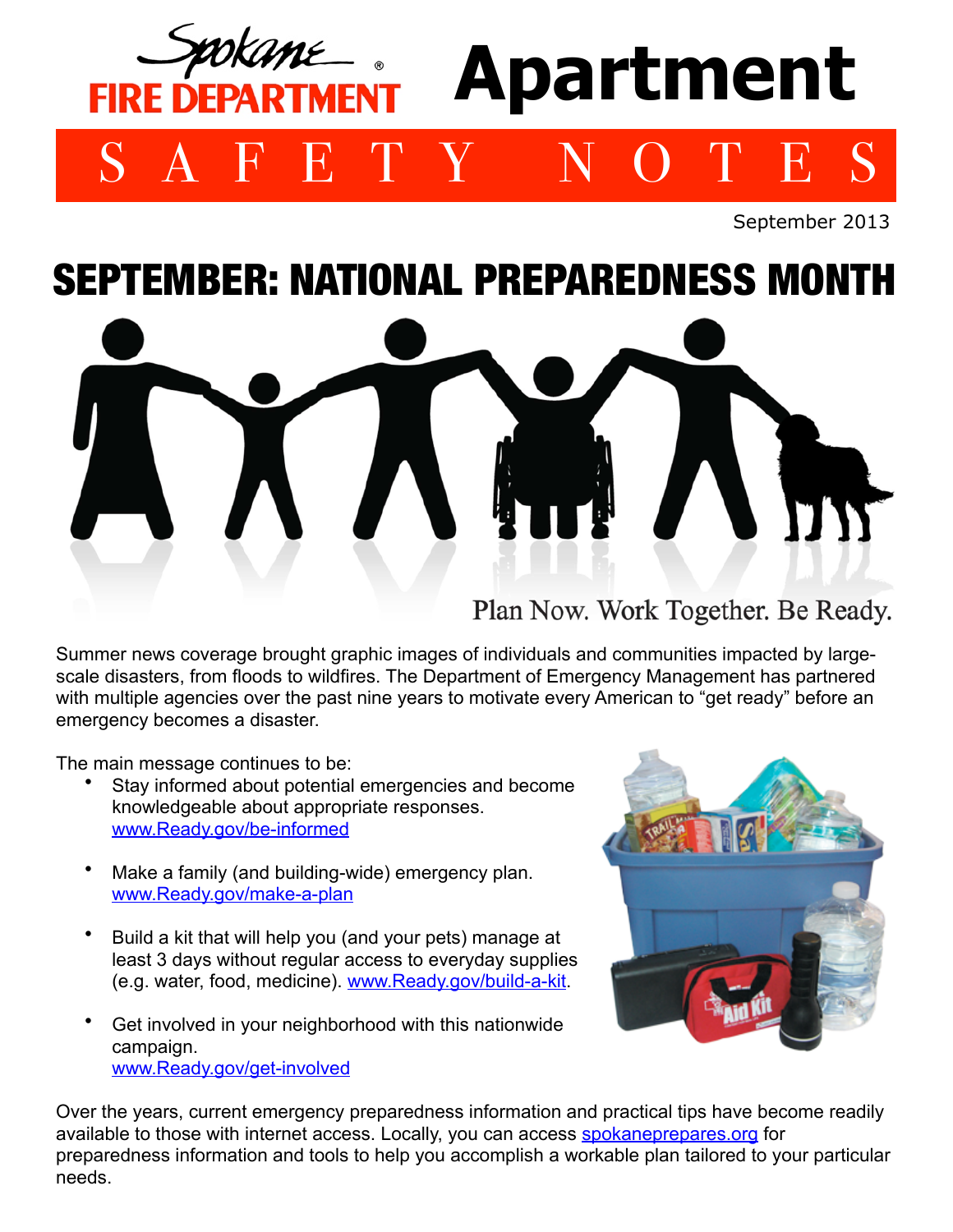Spokane FIRE DEPARTMENT®

# Apartment

## SAFETY NOTES

September 2013

# SEPTEMBER: NATIONAL PREPAREDNESS MONTH

Plan Now. Work Together. Be Ready.

Summer news coverage brought graphic images of individuals and communities impacted by large-scale disasters, from floods to wildfires. The Department of Emergency Management has partnered with multiple agencies over the past nine years to motivate every American to "get ready" before an emergency becomes a disaster.

The main message continues to be:

- Stay informed about potential emergencies and become knowledgeable about appropriate responses. www.Ready.gov/be-informed
- Make a family (and building-wide) emergency plan. www.Ready.gov/make-a-plan
- Build a kit that will help you (and your pets) manage at least 3 days without regular access to everyday supplies (e.g. water, food, medicine). www.Ready.gov/build-a-kit.
- Get involved in your neighborhood with this nationwide campaign. www.Ready.gov/get-involved

Over the years, current emergency preparedness information and practical tips have become readily available to those with internet access. Locally, you can access spokaneprepares.org for preparedness information and tools to help you accomplish a workable plan tailored to your particular needs.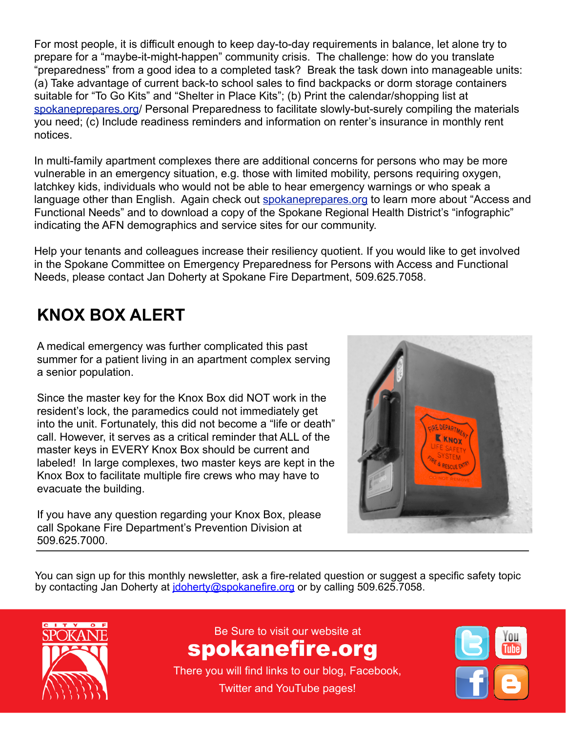For most people, it is difficult enough to keep day-to-day requirements in balance, let alone try to prepare for a "maybe-it-might-happen" community crisis. The challenge: how do you translate "preparedness" from a good idea to a completed task? Break the task down into manageable units: (a) Take advantage of current back-to school sales to find backpacks or dorm storage containers suitable for "To Go Kits" and "Shelter in Place Kits"; (b) Print the calendar/shopping list at spokaneprepares.org/ Personal Preparedness to facilitate slowly-but-surely compiling the materials you need; (c) Include readiness reminders and information on renter's insurance in monthly rent notices.

In multi-family apartment complexes there are additional concerns for persons who may be more vulnerable in an emergency situation, e.g. those with limited mobility, persons requiring oxygen, latchkey kids, individuals who would not be able to hear emergency warnings or who speak a language other than English. Again check out spokaneprepares.org to learn more about "Access and Functional Needs" and to download a copy of the Spokane Regional Health District's "infographic" indicating the AFN demographics and service sites for our community.

Help your tenants and colleagues increase their resiliency quotient. If you would like to get involved in the Spokane Committee on Emergency Preparedness for Persons with Access and Functional Needs, please contact Jan Doherty at Spokane Fire Department, 509.625.7058.

## KNOX BOX ALERT

A medical emergency was further complicated this past summer for a patient living in an apartment complex serving a senior population.

Since the master key for the Knox Box did NOT work in the resident's lock, the paramedics could not immediately get into the unit. Fortunately, this did not become a "life or death" call. However, it serves as a critical reminder that ALL of the master keys in EVERY Knox Box should be current and labeled! In large complexes, two master keys are kept in the Knox Box to facilitate multiple fire crews who may have to evacuate the building.

If you have any question regarding your Knox Box, please call Spokane Fire Department's Prevention Division at 509.625.7000.

---

You can sign up for this monthly newsletter, ask a fire-related question or suggest a specific safety topic by contacting Jan Doherty at jdoherty@spokanefire.org or by calling 509.625.7058.

Be Sure to visit our website at

**spokanefire.org**

There you will find links to our blog, Facebook, Twitter and YouTube pages!